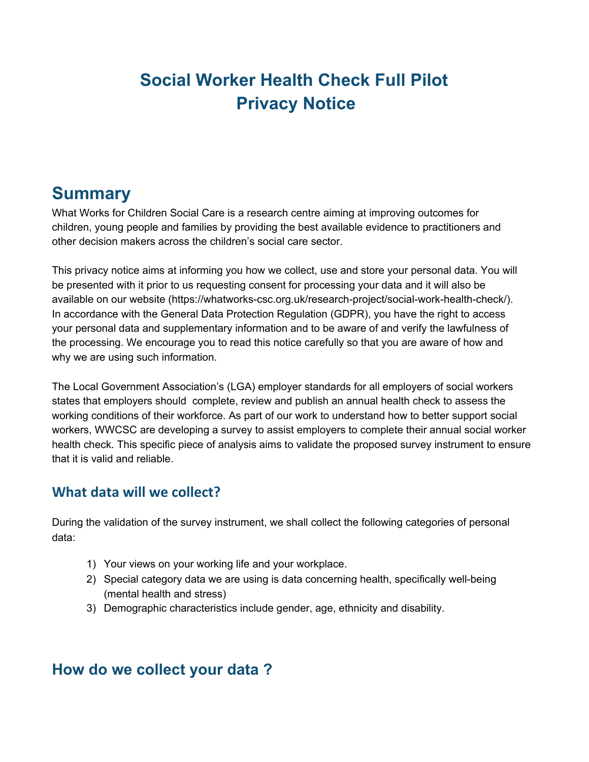# Social Worker Health Check Full Pilot
# Privacy Notice

## Summary

What Works for Children Social Care is a research centre aiming at improving outcomes for children, young people and families by providing the best available evidence to practitioners and other decision makers across the children's social care sector.

This privacy notice aims at informing you how we collect, use and store your personal data. You will be presented with it prior to us requesting consent for processing your data and it will also be available on our website (https://whatworks-csc.org.uk/research-project/social-work-health-check/). In accordance with the General Data Protection Regulation (GDPR), you have the right to access your personal data and supplementary information and to be aware of and verify the lawfulness of the processing. We encourage you to read this notice carefully so that you are aware of how and why we are using such information.

The Local Government Association's (LGA) employer standards for all employers of social workers states that employers should complete, review and publish an annual health check to assess the working conditions of their workforce. As part of our work to understand how to better support social workers, WWCSC are developing a survey to assist employers to complete their annual social worker health check. This specific piece of analysis aims to validate the proposed survey instrument to ensure that it is valid and reliable.

### What data will we collect?

During the validation of the survey instrument, we shall collect the following categories of personal data:

1) Your views on your working life and your workplace.
2) Special category data we are using is data concerning health, specifically well-being (mental health and stress)
3) Demographic characteristics include gender, age, ethnicity and disability.

## How do we collect your data ?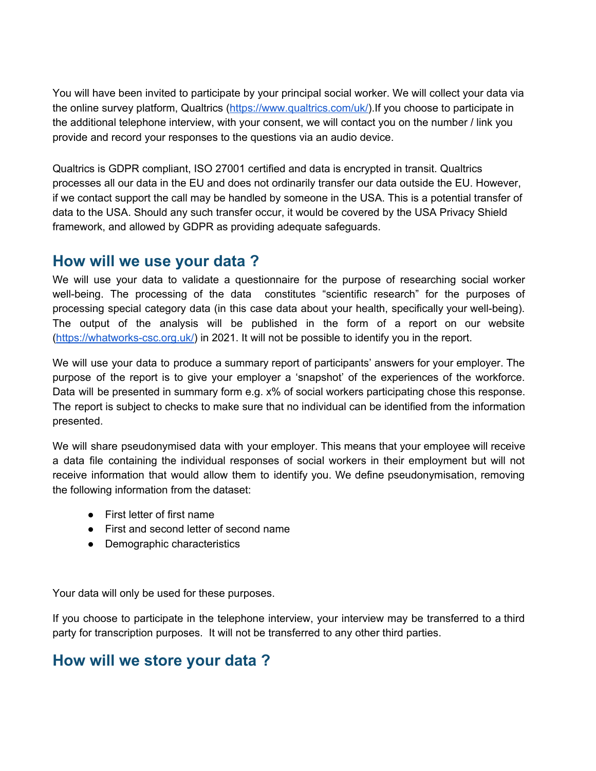You will have been invited to participate by your principal social worker. We will collect your data via the online survey platform, Qualtrics (https://www.qualtrics.com/uk/).If you choose to participate in the additional telephone interview, with your consent, we will contact you on the number / link you provide and record your responses to the questions via an audio device.

Qualtrics is GDPR compliant, ISO 27001 certified and data is encrypted in transit. Qualtrics processes all our data in the EU and does not ordinarily transfer our data outside the EU. However, if we contact support the call may be handled by someone in the USA. This is a potential transfer of data to the USA. Should any such transfer occur, it would be covered by the USA Privacy Shield framework, and allowed by GDPR as providing adequate safeguards.

## How will we use your data ?

We will use your data to validate a questionnaire for the purpose of researching social worker well-being. The processing of the data constitutes "scientific research" for the purposes of processing special category data (in this case data about your health, specifically your well-being). The output of the analysis will be published in the form of a report on our website (https://whatworks-csc.org.uk/) in 2021. It will not be possible to identify you in the report.

We will use your data to produce a summary report of participants' answers for your employer. The purpose of the report is to give your employer a 'snapshot' of the experiences of the workforce. Data will be presented in summary form e.g. x% of social workers participating chose this response. The report is subject to checks to make sure that no individual can be identified from the information presented.

We will share pseudonymised data with your employer. This means that your employee will receive a data file containing the individual responses of social workers in their employment but will not receive information that would allow them to identify you. We define pseudonymisation, removing the following information from the dataset:

- First letter of first name
- First and second letter of second name
- Demographic characteristics

Your data will only be used for these purposes.

If you choose to participate in the telephone interview, your interview may be transferred to a third party for transcription purposes. It will not be transferred to any other third parties.

## How will we store your data ?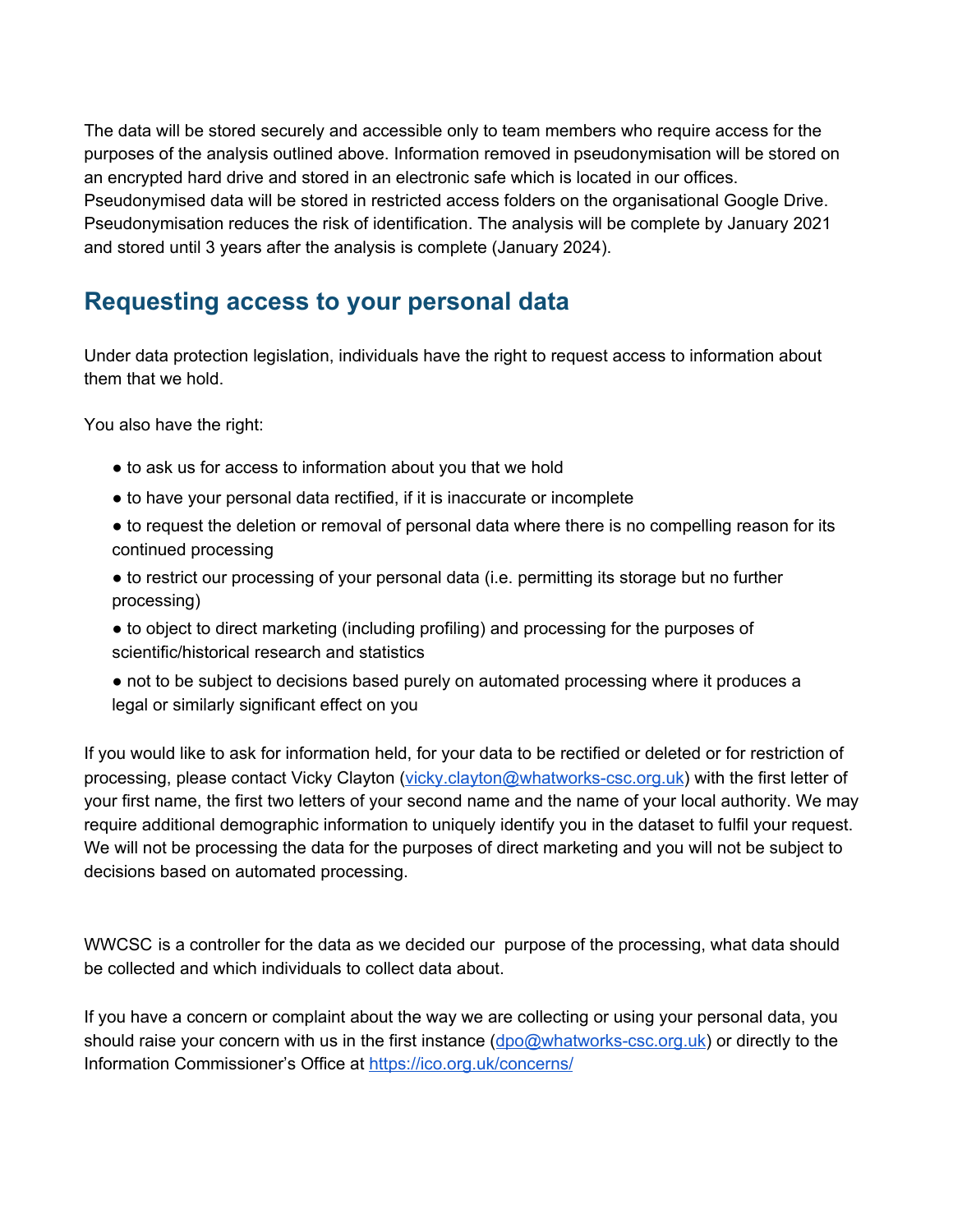The data will be stored securely and accessible only to team members who require access for the purposes of the analysis outlined above. Information removed in pseudonymisation will be stored on an encrypted hard drive and stored in an electronic safe which is located in our offices. Pseudonymised data will be stored in restricted access folders on the organisational Google Drive. Pseudonymisation reduces the risk of identification. The analysis will be complete by January 2021 and stored until 3 years after the analysis is complete (January 2024).

## Requesting access to your personal data

Under data protection legislation, individuals have the right to request access to information about them that we hold.

You also have the right:

- to ask us for access to information about you that we hold
- to have your personal data rectified, if it is inaccurate or incomplete
- to request the deletion or removal of personal data where there is no compelling reason for its continued processing
- to restrict our processing of your personal data (i.e. permitting its storage but no further processing)
- to object to direct marketing (including profiling) and processing for the purposes of scientific/historical research and statistics
- not to be subject to decisions based purely on automated processing where it produces a legal or similarly significant effect on you

If you would like to ask for information held, for your data to be rectified or deleted or for restriction of processing, please contact Vicky Clayton (vicky.clayton@whatworks-csc.org.uk) with the first letter of your first name, the first two letters of your second name and the name of your local authority. We may require additional demographic information to uniquely identify you in the dataset to fulfil your request. We will not be processing the data for the purposes of direct marketing and you will not be subject to decisions based on automated processing.

WWCSC is a controller for the data as we decided our purpose of the processing, what data should be collected and which individuals to collect data about.

If you have a concern or complaint about the way we are collecting or using your personal data, you should raise your concern with us in the first instance (dpo@whatworks-csc.org.uk) or directly to the Information Commissioner's Office at https://ico.org.uk/concerns/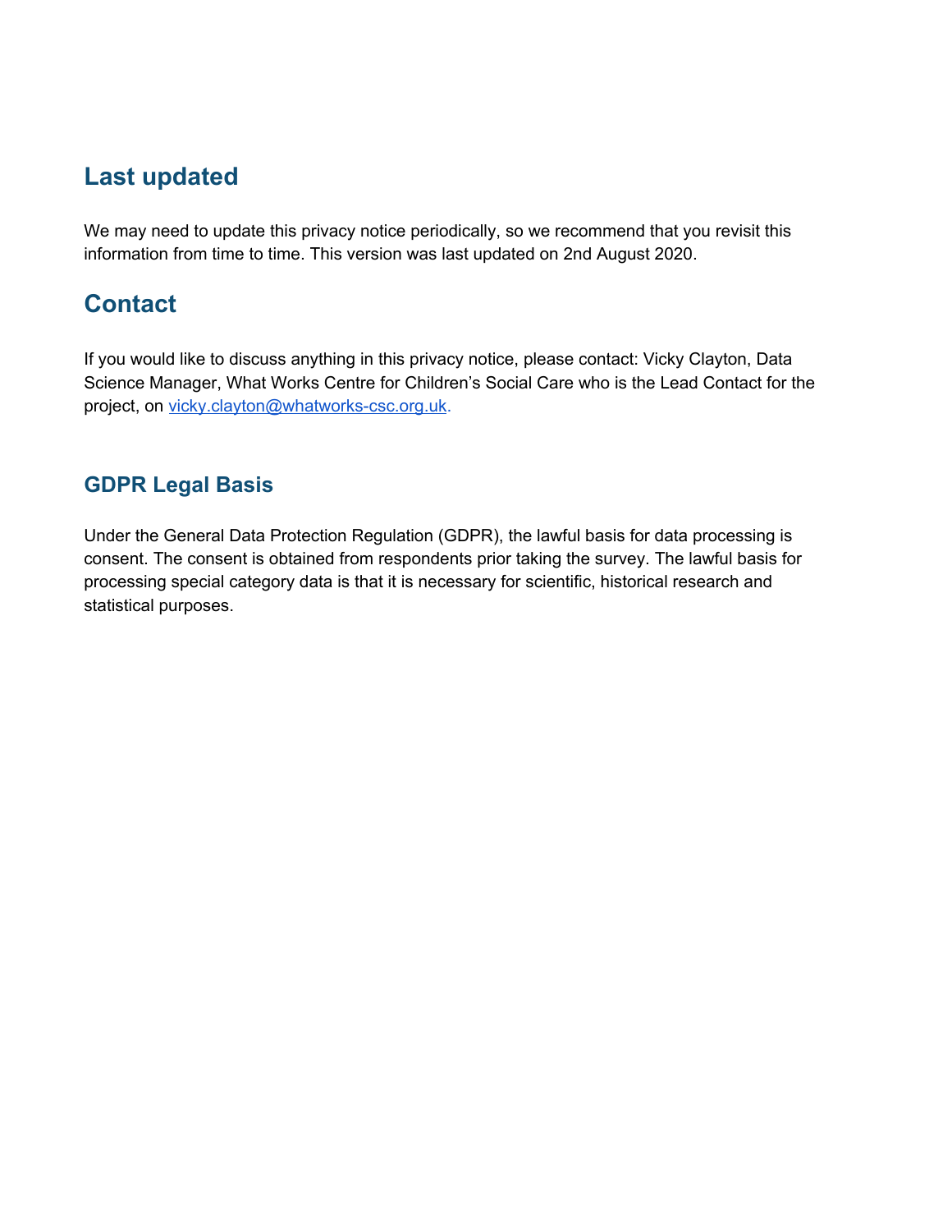## Last updated

We may need to update this privacy notice periodically, so we recommend that you revisit this information from time to time. This version was last updated on 2nd August 2020.

## Contact

If you would like to discuss anything in this privacy notice, please contact: Vicky Clayton, Data Science Manager, What Works Centre for Children's Social Care who is the Lead Contact for the project, on vicky.clayton@whatworks-csc.org.uk.

### GDPR Legal Basis

Under the General Data Protection Regulation (GDPR), the lawful basis for data processing is consent. The consent is obtained from respondents prior taking the survey. The lawful basis for processing special category data is that it is necessary for scientific, historical research and statistical purposes.